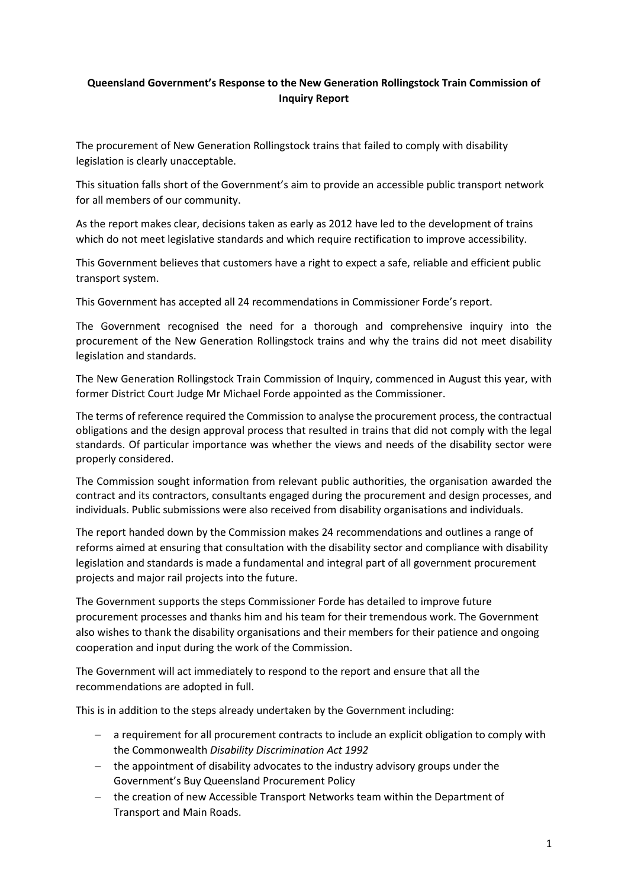# Queensland Government's Response to the New Generation Rollingstock Train Commission of Inquiry Report

The procurement of New Generation Rollingstock trains that failed to comply with disability legislation is clearly unacceptable.

This situation falls short of the Government's aim to provide an accessible public transport network for all members of our community.

As the report makes clear, decisions taken as early as 2012 have led to the development of trains which do not meet legislative standards and which require rectification to improve accessibility.

This Government believes that customers have a right to expect a safe, reliable and efficient public transport system.

This Government has accepted all 24 recommendations in Commissioner Forde's report.

The Government recognised the need for a thorough and comprehensive inquiry into the procurement of the New Generation Rollingstock trains and why the trains did not meet disability legislation and standards.

The New Generation Rollingstock Train Commission of Inquiry, commenced in August this year, with former District Court Judge Mr Michael Forde appointed as the Commissioner.

The terms of reference required the Commission to analyse the procurement process, the contractual obligations and the design approval process that resulted in trains that did not comply with the legal standards. Of particular importance was whether the views and needs of the disability sector were properly considered.

The Commission sought information from relevant public authorities, the organisation awarded the contract and its contractors, consultants engaged during the procurement and design processes, and individuals. Public submissions were also received from disability organisations and individuals.

The report handed down by the Commission makes 24 recommendations and outlines a range of reforms aimed at ensuring that consultation with the disability sector and compliance with disability legislation and standards is made a fundamental and integral part of all government procurement projects and major rail projects into the future.

The Government supports the steps Commissioner Forde has detailed to improve future procurement processes and thanks him and his team for their tremendous work. The Government also wishes to thank the disability organisations and their members for their patience and ongoing cooperation and input during the work of the Commission.

The Government will act immediately to respond to the report and ensure that all the recommendations are adopted in full.

This is in addition to the steps already undertaken by the Government including:

- a requirement for all procurement contracts to include an explicit obligation to comply with the Commonwealth *Disability Discrimination Act 1992*
- the appointment of disability advocates to the industry advisory groups under the Government's Buy Queensland Procurement Policy
- the creation of new Accessible Transport Networks team within the Department of Transport and Main Roads.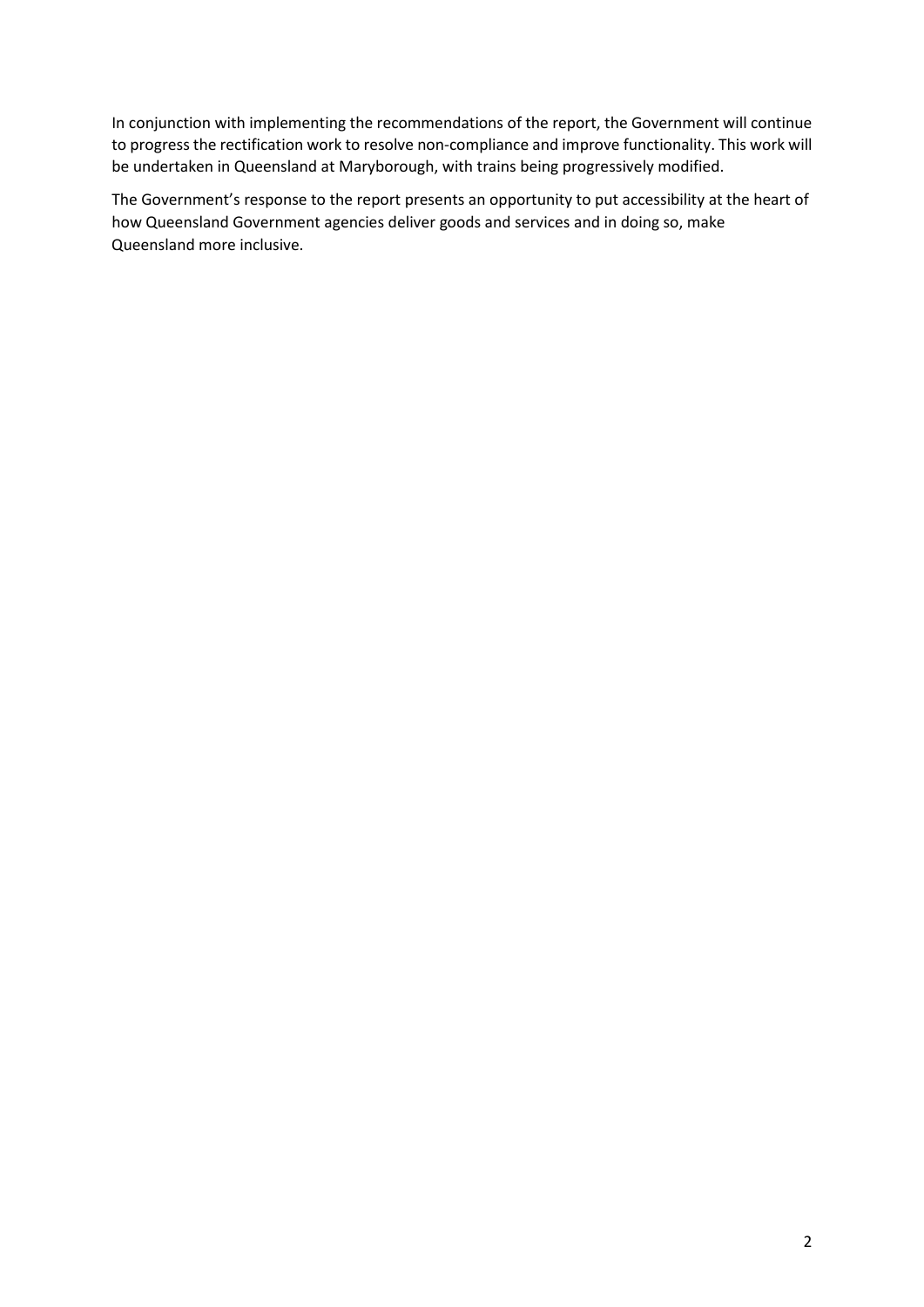In conjunction with implementing the recommendations of the report, the Government will continue to progress the rectification work to resolve non-compliance and improve functionality. This work will be undertaken in Queensland at Maryborough, with trains being progressively modified.

The Government's response to the report presents an opportunity to put accessibility at the heart of how Queensland Government agencies deliver goods and services and in doing so, make Queensland more inclusive.